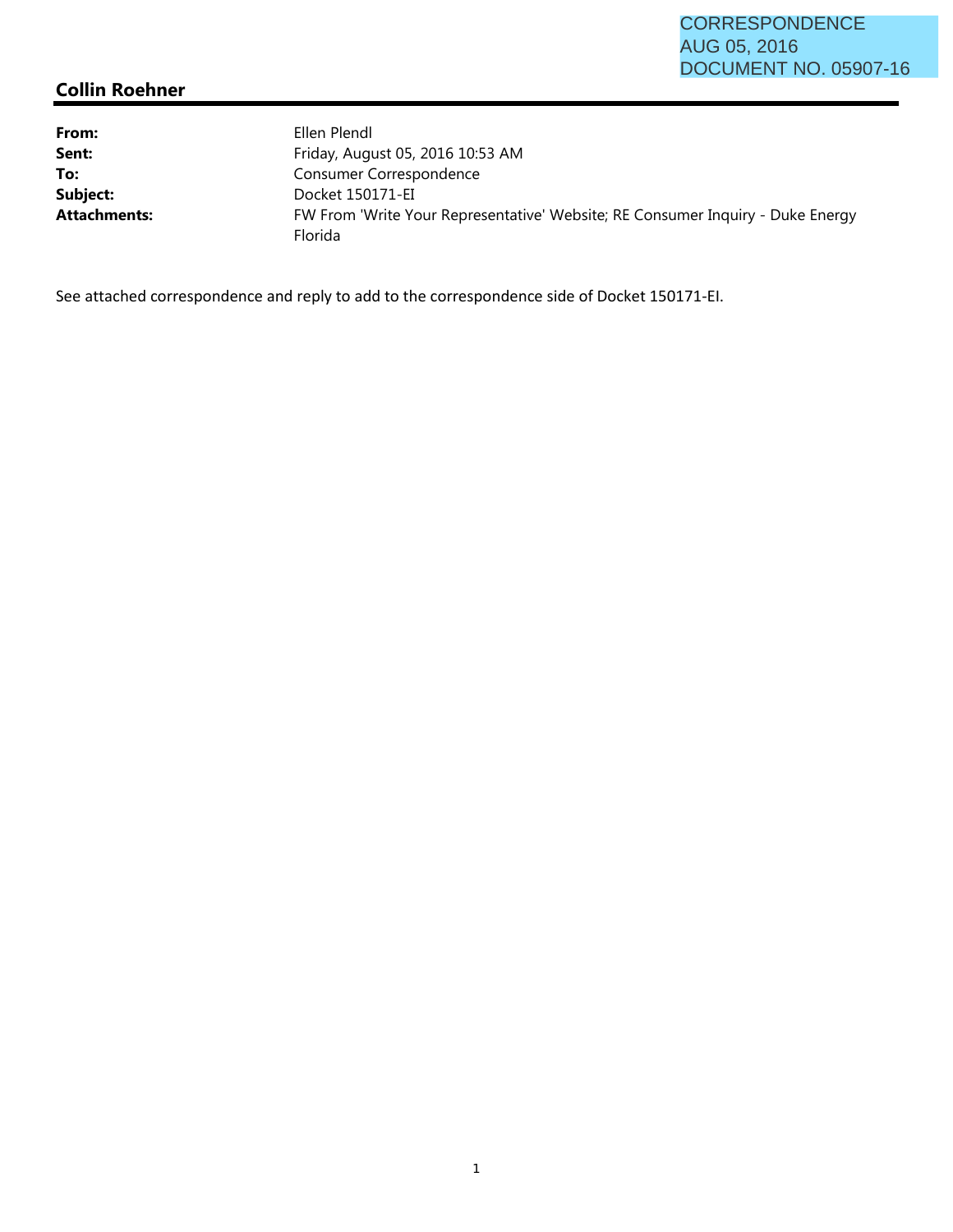CORRESPONDENCE
AUG 05, 2016
DOCUMENT NO. 05907-16

## Collin Roehner

| | |
|---|---|
| **From:** | Ellen Plendl |
| **Sent:** | Friday, August 05, 2016 10:53 AM |
| **To:** | Consumer Correspondence |
| **Subject:** | Docket 150171-EI |
| **Attachments:** | FW From 'Write Your Representative' Website; RE Consumer Inquiry - Duke Energy Florida |

See attached correspondence and reply to add to the correspondence side of Docket 150171-EI.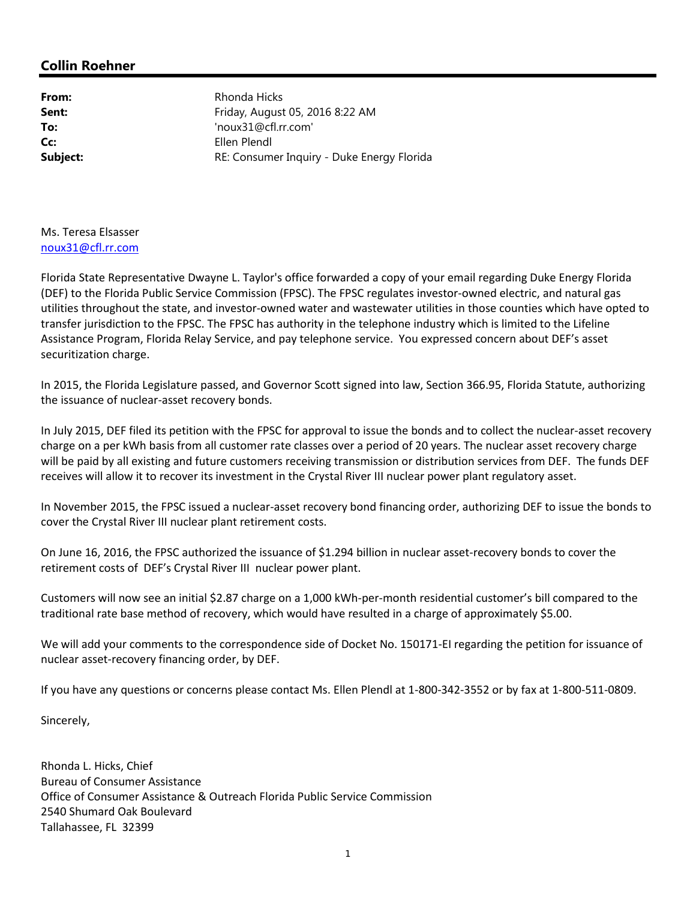## Collin Roehner

| | |
|---|---|
| **From:** | Rhonda Hicks |
| **Sent:** | Friday, August 05, 2016 8:22 AM |
| **To:** | 'noux31@cfl.rr.com' |
| **Cc:** | Ellen Plendl |
| **Subject:** | RE: Consumer Inquiry - Duke Energy Florida |

Ms. Teresa Elsasser
noux31@cfl.rr.com

Florida State Representative Dwayne L. Taylor's office forwarded a copy of your email regarding Duke Energy Florida (DEF) to the Florida Public Service Commission (FPSC). The FPSC regulates investor-owned electric, and natural gas utilities throughout the state, and investor-owned water and wastewater utilities in those counties which have opted to transfer jurisdiction to the FPSC. The FPSC has authority in the telephone industry which is limited to the Lifeline Assistance Program, Florida Relay Service, and pay telephone service. You expressed concern about DEF's asset securitization charge.

In 2015, the Florida Legislature passed, and Governor Scott signed into law, Section 366.95, Florida Statute, authorizing the issuance of nuclear-asset recovery bonds.

In July 2015, DEF filed its petition with the FPSC for approval to issue the bonds and to collect the nuclear-asset recovery charge on a per kWh basis from all customer rate classes over a period of 20 years. The nuclear asset recovery charge will be paid by all existing and future customers receiving transmission or distribution services from DEF. The funds DEF receives will allow it to recover its investment in the Crystal River III nuclear power plant regulatory asset.

In November 2015, the FPSC issued a nuclear-asset recovery bond financing order, authorizing DEF to issue the bonds to cover the Crystal River III nuclear plant retirement costs.

On June 16, 2016, the FPSC authorized the issuance of $1.294 billion in nuclear asset-recovery bonds to cover the retirement costs of DEF's Crystal River III nuclear power plant.

Customers will now see an initial $2.87 charge on a 1,000 kWh-per-month residential customer's bill compared to the traditional rate base method of recovery, which would have resulted in a charge of approximately $5.00.

We will add your comments to the correspondence side of Docket No. 150171-EI regarding the petition for issuance of nuclear asset-recovery financing order, by DEF.

If you have any questions or concerns please contact Ms. Ellen Plendl at 1-800-342-3552 or by fax at 1-800-511-0809.

Sincerely,

Rhonda L. Hicks, Chief
Bureau of Consumer Assistance
Office of Consumer Assistance & Outreach Florida Public Service Commission
2540 Shumard Oak Boulevard
Tallahassee, FL 32399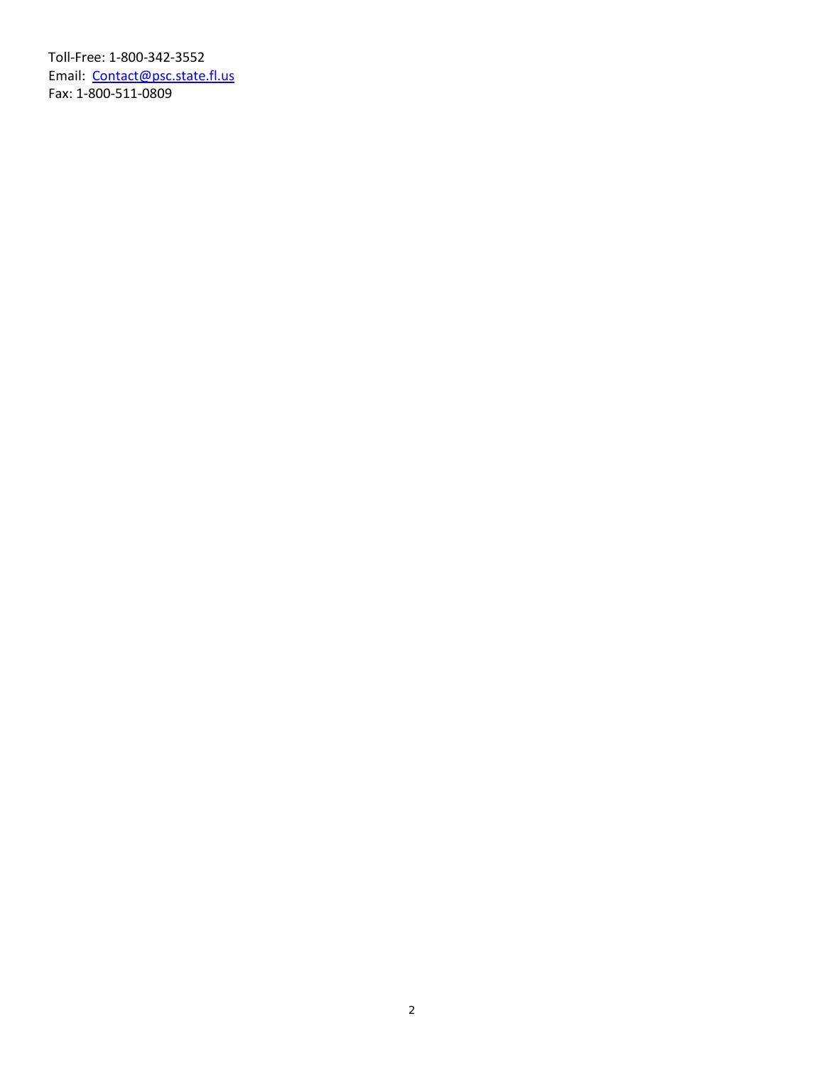Toll-Free: 1-800-342-3552
Email: [Contact@psc.state.fl.us](mailto:Contact@psc.state.fl.us)
Fax: 1-800-511-0809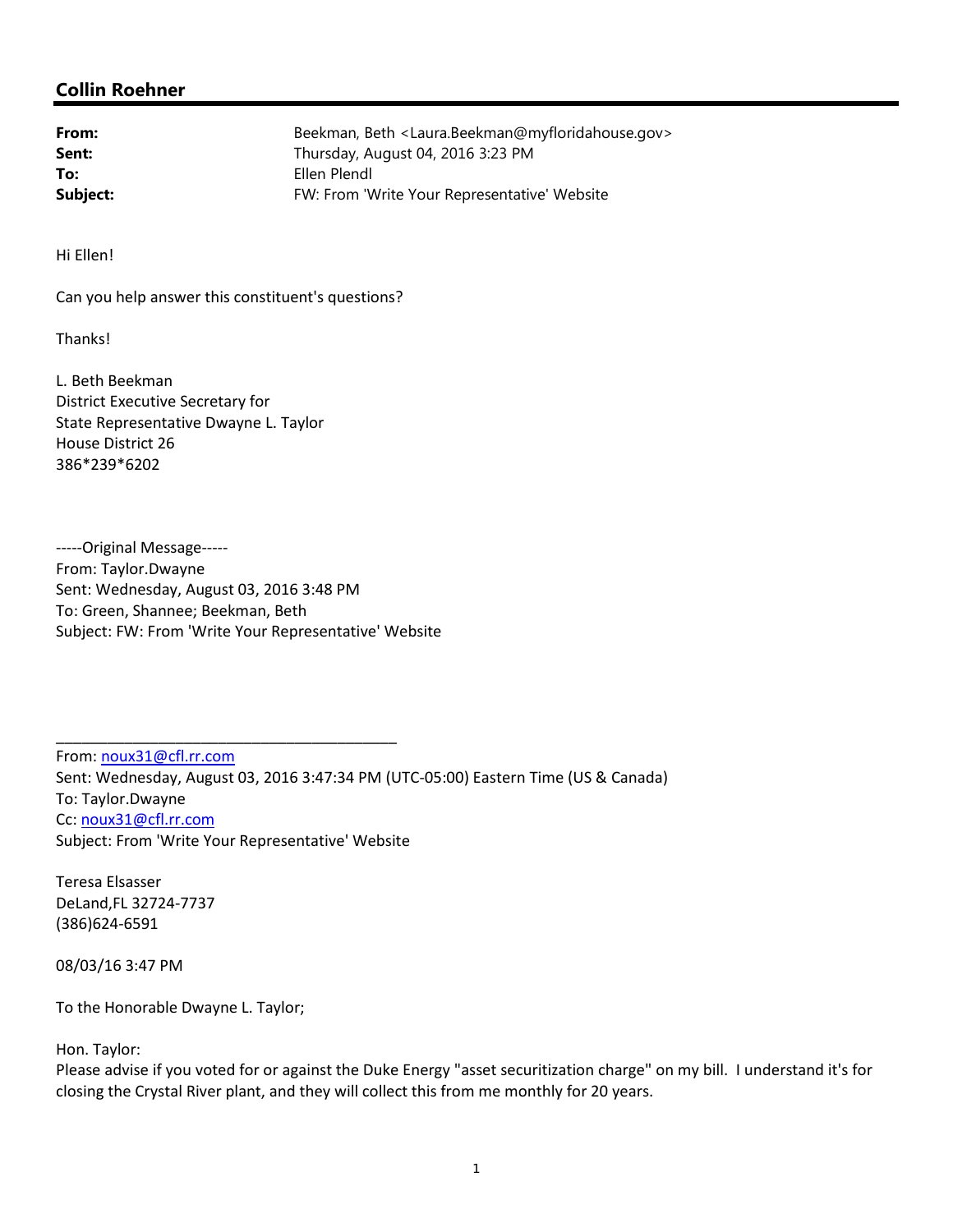## Collin Roehner

**From:** Beekman, Beth <Laura.Beekman@myfloridahouse.gov>
**Sent:** Thursday, August 04, 2016 3:23 PM
**To:** Ellen Plendl
**Subject:** FW: From 'Write Your Representative' Website

Hi Ellen!

Can you help answer this constituent's questions?

Thanks!

L. Beth Beekman
District Executive Secretary for
State Representative Dwayne L. Taylor
House District 26
386*239*6202

-----Original Message-----
From: Taylor.Dwayne
Sent: Wednesday, August 03, 2016 3:48 PM
To: Green, Shannee; Beekman, Beth
Subject: FW: From 'Write Your Representative' Website

________________________________________

From: noux31@cfl.rr.com
Sent: Wednesday, August 03, 2016 3:47:34 PM (UTC-05:00) Eastern Time (US & Canada)
To: Taylor.Dwayne
Cc: noux31@cfl.rr.com
Subject: From 'Write Your Representative' Website

Teresa Elsasser
DeLand,FL 32724-7737
(386)624-6591

08/03/16 3:47 PM

To the Honorable Dwayne L. Taylor;

Hon. Taylor:
Please advise if you voted for or against the Duke Energy "asset securitization charge" on my bill. I understand it's for closing the Crystal River plant, and they will collect this from me monthly for 20 years.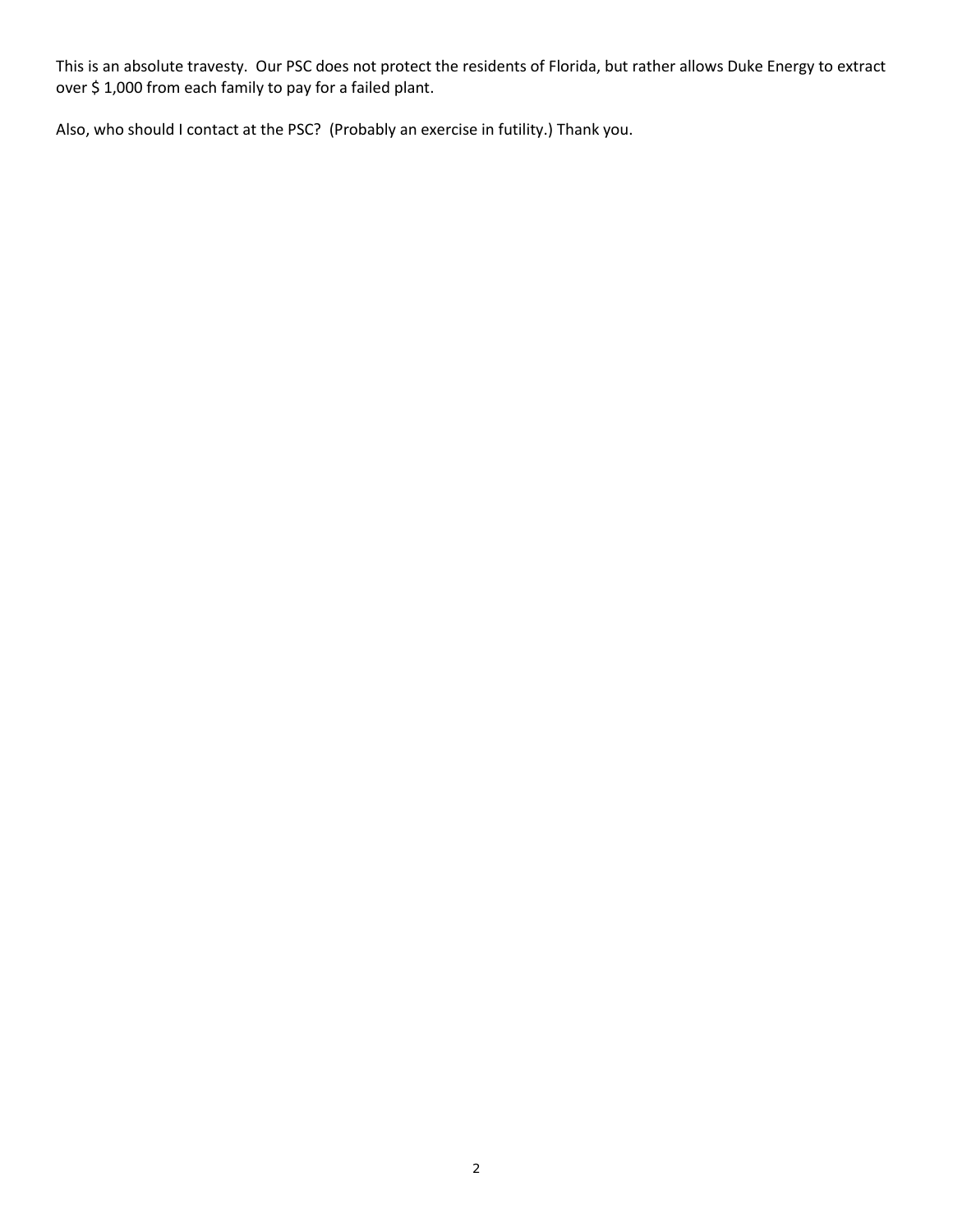This is an absolute travesty. Our PSC does not protect the residents of Florida, but rather allows Duke Energy to extract over $ 1,000 from each family to pay for a failed plant.

Also, who should I contact at the PSC? (Probably an exercise in futility.) Thank you.